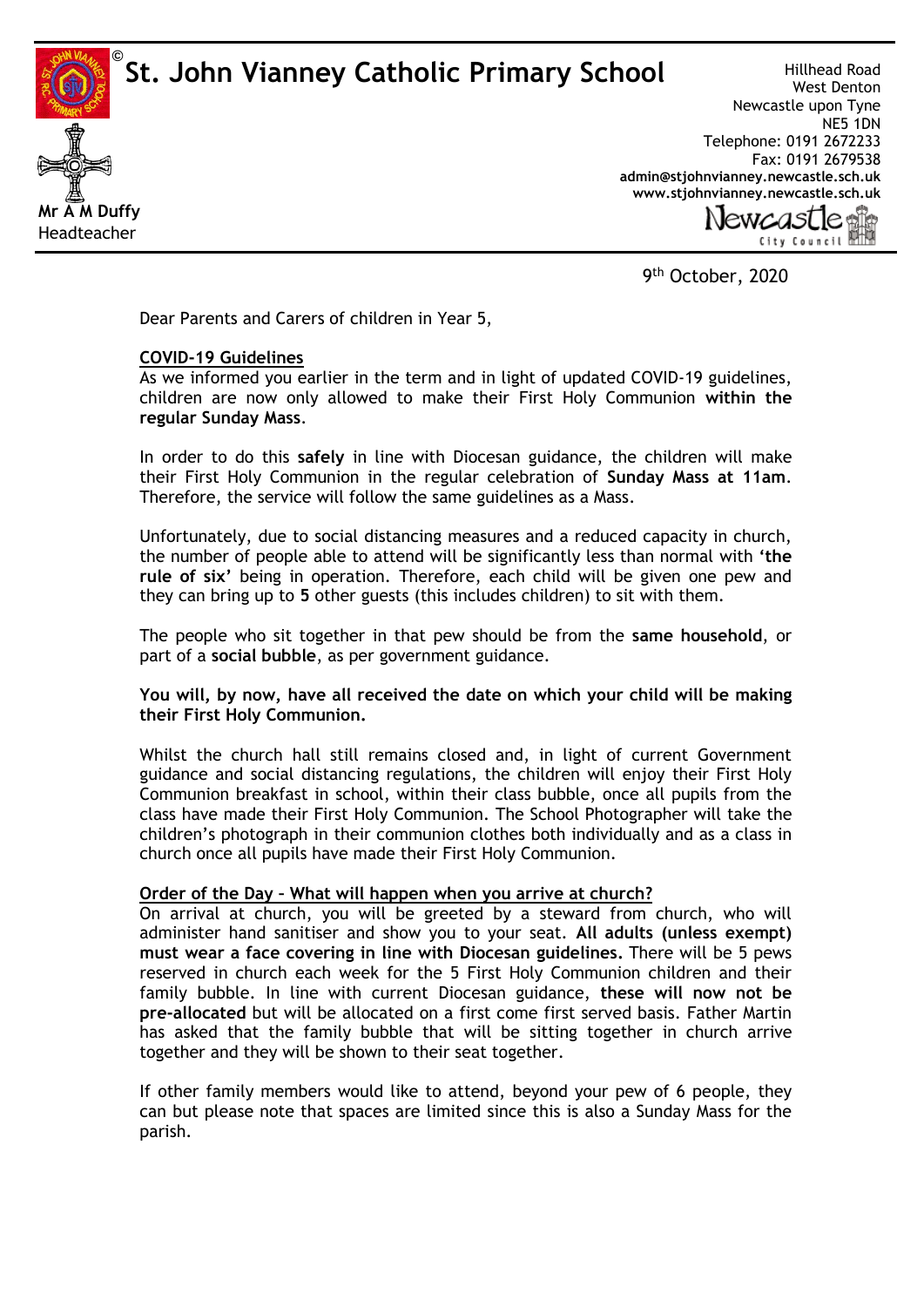# St. John Vianney Catholic Primary School

**Mr A M Duffy**
Headteacher

Hillhead Road
West Denton
Newcastle upon Tyne
NE5 1DN
Telephone: 0191 2672233
Fax: 0191 2679538
**admin@stjohnvianney.newcastle.sch.uk**
**www.stjohnvianney.newcastle.sch.uk**

9th October, 2020

Dear Parents and Carers of children in Year 5,

**COVID-19 Guidelines**

As we informed you earlier in the term and in light of updated COVID-19 guidelines, children are now only allowed to make their First Holy Communion **within the regular Sunday Mass**.

In order to do this **safely** in line with Diocesan guidance, the children will make their First Holy Communion in the regular celebration of **Sunday Mass at 11am**. Therefore, the service will follow the same guidelines as a Mass.

Unfortunately, due to social distancing measures and a reduced capacity in church, the number of people able to attend will be significantly less than normal with **'the rule of six'** being in operation. Therefore, each child will be given one pew and they can bring up to **5** other guests (this includes children) to sit with them.

The people who sit together in that pew should be from the **same household**, or part of a **social bubble**, as per government guidance.

**You will, by now, have all received the date on which your child will be making their First Holy Communion.**

Whilst the church hall still remains closed and, in light of current Government guidance and social distancing regulations, the children will enjoy their First Holy Communion breakfast in school, within their class bubble, once all pupils from the class have made their First Holy Communion. The School Photographer will take the children's photograph in their communion clothes both individually and as a class in church once all pupils have made their First Holy Communion.

**Order of the Day – What will happen when you arrive at church?**

On arrival at church, you will be greeted by a steward from church, who will administer hand sanitiser and show you to your seat. **All adults (unless exempt) must wear a face covering in line with Diocesan guidelines.** There will be 5 pews reserved in church each week for the 5 First Holy Communion children and their family bubble. In line with current Diocesan guidance, **these will now not be pre-allocated** but will be allocated on a first come first served basis. Father Martin has asked that the family bubble that will be sitting together in church arrive together and they will be shown to their seat together.

If other family members would like to attend, beyond your pew of 6 people, they can but please note that spaces are limited since this is also a Sunday Mass for the parish.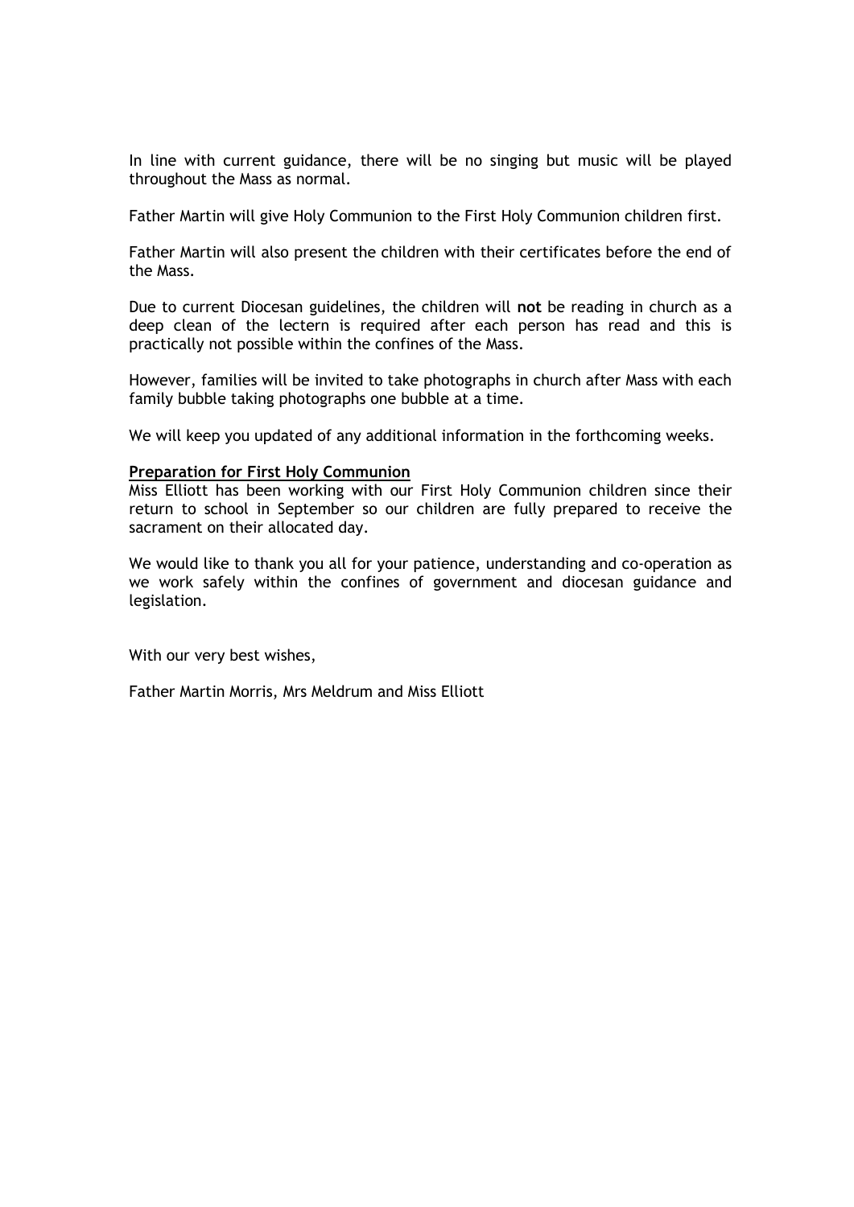In line with current guidance, there will be no singing but music will be played throughout the Mass as normal.

Father Martin will give Holy Communion to the First Holy Communion children first.

Father Martin will also present the children with their certificates before the end of the Mass.

Due to current Diocesan guidelines, the children will **not** be reading in church as a deep clean of the lectern is required after each person has read and this is practically not possible within the confines of the Mass.

However, families will be invited to take photographs in church after Mass with each family bubble taking photographs one bubble at a time.

We will keep you updated of any additional information in the forthcoming weeks.

**Preparation for First Holy Communion**

Miss Elliott has been working with our First Holy Communion children since their return to school in September so our children are fully prepared to receive the sacrament on their allocated day.

We would like to thank you all for your patience, understanding and co-operation as we work safely within the confines of government and diocesan guidance and legislation.

With our very best wishes,

Father Martin Morris, Mrs Meldrum and Miss Elliott